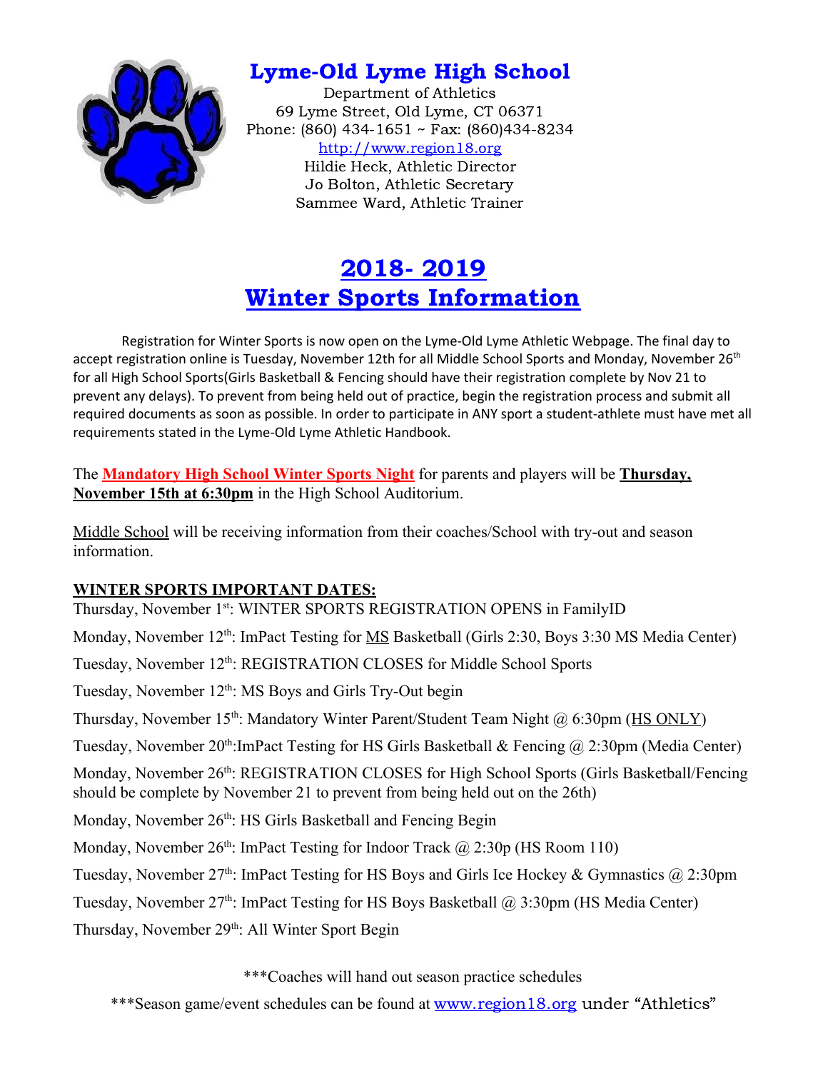# Lyme-Old Lyme High School

Department of Athletics
69 Lyme Street, Old Lyme, CT 06371
Phone: (860) 434-1651 ~ Fax: (860)434-8234
http://www.region18.org
Hildie Heck, Athletic Director
Jo Bolton, Athletic Secretary
Sammee Ward, Athletic Trainer

## 2018- 2019
## Winter Sports Information

Registration for Winter Sports is now open on the Lyme-Old Lyme Athletic Webpage. The final day to accept registration online is Tuesday, November 12th for all Middle School Sports and Monday, November 26th for all High School Sports(Girls Basketball & Fencing should have their registration complete by Nov 21 to prevent any delays). To prevent from being held out of practice, begin the registration process and submit all required documents as soon as possible. In order to participate in ANY sport a student-athlete must have met all requirements stated in the Lyme-Old Lyme Athletic Handbook.

The **Mandatory High School Winter Sports Night** for parents and players will be **Thursday, November 15th at 6:30pm** in the High School Auditorium.

Middle School will be receiving information from their coaches/School with try-out and season information.

**WINTER SPORTS IMPORTANT DATES:**

Thursday, November 1st: WINTER SPORTS REGISTRATION OPENS in FamilyID

Monday, November 12th: ImPact Testing for MS Basketball (Girls 2:30, Boys 3:30 MS Media Center)

Tuesday, November 12th: REGISTRATION CLOSES for Middle School Sports

Tuesday, November 12th: MS Boys and Girls Try-Out begin

Thursday, November 15th: Mandatory Winter Parent/Student Team Night @ 6:30pm (HS ONLY)

Tuesday, November 20th:ImPact Testing for HS Girls Basketball & Fencing @ 2:30pm (Media Center)

Monday, November 26th: REGISTRATION CLOSES for High School Sports (Girls Basketball/Fencing should be complete by November 21 to prevent from being held out on the 26th)

Monday, November 26th: HS Girls Basketball and Fencing Begin

Monday, November 26th: ImPact Testing for Indoor Track @ 2:30p (HS Room 110)

Tuesday, November 27th: ImPact Testing for HS Boys and Girls Ice Hockey & Gymnastics @ 2:30pm

Tuesday, November 27th: ImPact Testing for HS Boys Basketball @ 3:30pm (HS Media Center)

Thursday, November 29th: All Winter Sport Begin

***Coaches will hand out season practice schedules

***Season game/event schedules can be found at www.region18.org under "Athletics"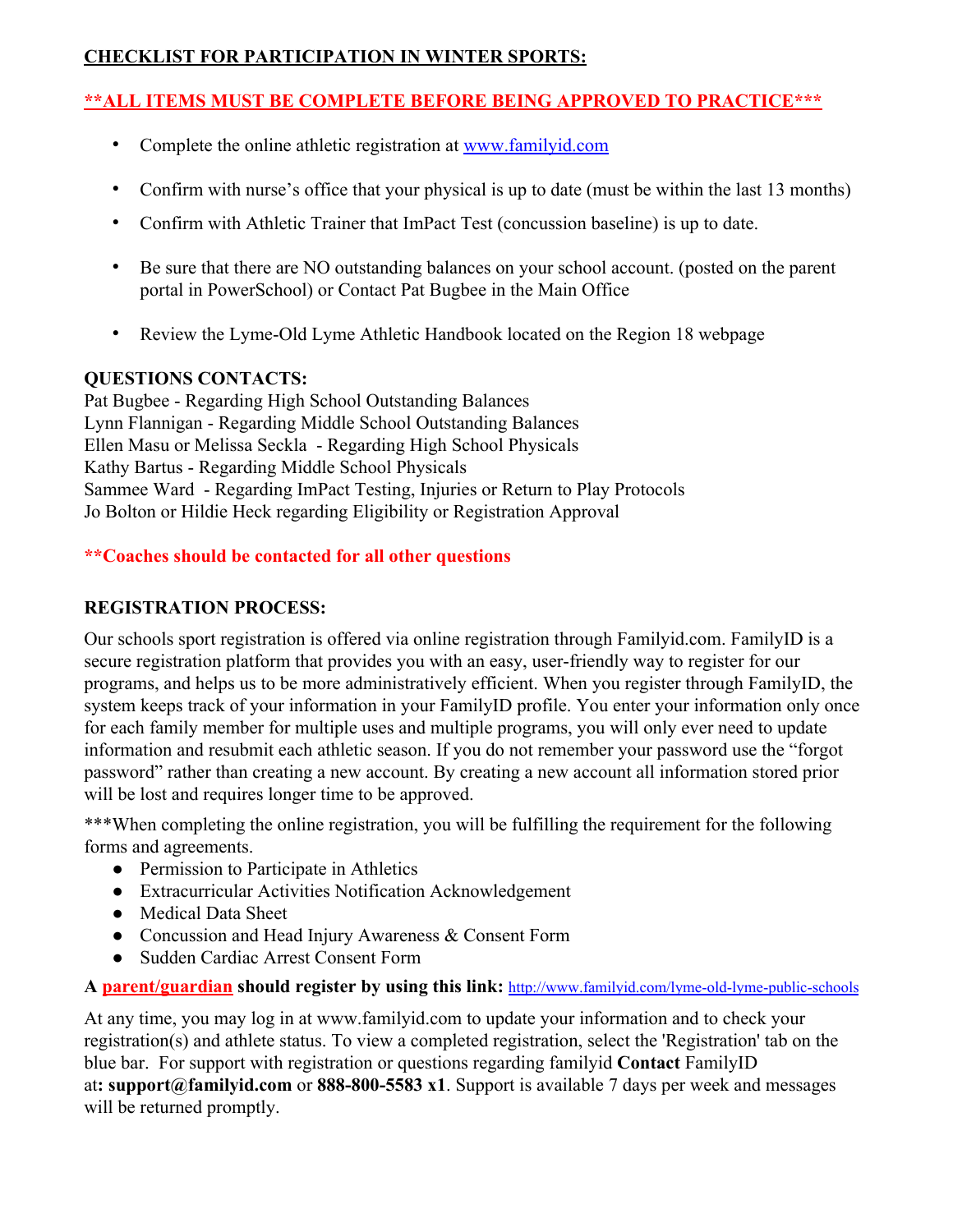**CHECKLIST FOR PARTICIPATION IN WINTER SPORTS:**

****ALL ITEMS MUST BE COMPLETE BEFORE BEING APPROVED TO PRACTICE*****

- Complete the online athletic registration at www.familyid.com
- Confirm with nurse's office that your physical is up to date (must be within the last 13 months)
- Confirm with Athletic Trainer that ImPact Test (concussion baseline) is up to date.
- Be sure that there are NO outstanding balances on your school account. (posted on the parent portal in PowerSchool) or Contact Pat Bugbee in the Main Office
- Review the Lyme-Old Lyme Athletic Handbook located on the Region 18 webpage

**QUESTIONS CONTACTS:**
Pat Bugbee - Regarding High School Outstanding Balances
Lynn Flannigan - Regarding Middle School Outstanding Balances
Ellen Masu or Melissa Seckla - Regarding High School Physicals
Kathy Bartus - Regarding Middle School Physicals
Sammee Ward - Regarding ImPact Testing, Injuries or Return to Play Protocols
Jo Bolton or Hildie Heck regarding Eligibility or Registration Approval

****Coaches should be contacted for all other questions**

**REGISTRATION PROCESS:**

Our schools sport registration is offered via online registration through Familyid.com. FamilyID is a secure registration platform that provides you with an easy, user-friendly way to register for our programs, and helps us to be more administratively efficient. When you register through FamilyID, the system keeps track of your information in your FamilyID profile. You enter your information only once for each family member for multiple uses and multiple programs, you will only ever need to update information and resubmit each athletic season. If you do not remember your password use the "forgot password" rather than creating a new account. By creating a new account all information stored prior will be lost and requires longer time to be approved.

***When completing the online registration, you will be fulfilling the requirement for the following forms and agreements.

- Permission to Participate in Athletics
- Extracurricular Activities Notification Acknowledgement
- Medical Data Sheet
- Concussion and Head Injury Awareness & Consent Form
- Sudden Cardiac Arrest Consent Form

**A parent/guardian should register by using this link:** http://www.familyid.com/lyme-old-lyme-public-schools

At any time, you may log in at www.familyid.com to update your information and to check your registration(s) and athlete status. To view a completed registration, select the 'Registration' tab on the blue bar. For support with registration or questions regarding familyid **Contact** FamilyID at**: support@familyid.com** or **888-800-5583 x1**. Support is available 7 days per week and messages will be returned promptly.